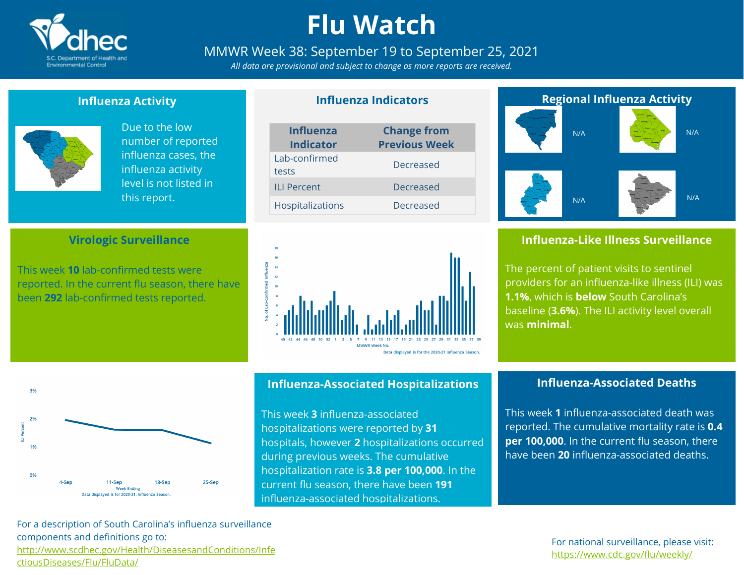# Flu Watch

## MMWR Week 38: September 19 to September 25, 2021

*All data are provisional and subject to change as more reports are received.*

### Influenza Activity

Due to the low number of reported influenza cases, the influenza activity level is not listed in this report.

### Influenza Indicators

| Influenza Indicator | Change from Previous Week |
|---|---|
| Lab-confirmed tests | Decreased |
| ILI Percent | Decreased |
| Hospitalizations | Decreased |

### Regional Influenza Activity

N/A

N/A

N/A

N/A

### Virologic Surveillance

This week **10** lab-confirmed tests were reported. In the current flu season, there have been **292** lab-confirmed tests reported.

No. of Lab-Confirmed Influenza by MMWR Week No.

Data displayed is for the 2020-21 Influenza Season.

### Influenza-Like Illness Surveillance

The percent of patient visits to sentinel providers for an influenza-like illness (ILI) was **1.1%**, which is **below** South Carolina's baseline (**3.6%**). The ILI activity level overall was **minimal**.

ILI Percent by Week Ending

Data displayed is for 2020-21, Influenza Season.

### Influenza-Associated Hospitalizations

This week **3** influenza-associated hospitalizations were reported by **31** hospitals, however **2** hospitalizations occurred during previous weeks. The cumulative hospitalization rate is **3.8 per 100,000**. In the current flu season, there have been **191** influenza-associated hospitalizations.

### Influenza-Associated Deaths

This week **1** influenza-associated death was reported. The cumulative mortality rate is **0.4 per 100,000**. In the current flu season, there have been **20** influenza-associated deaths.

For a description of South Carolina's influenza surveillance components and definitions go to: http://www.scdhec.gov/Health/DiseasesandConditions/InfectiousDiseases/Flu/FluData/

For national surveillance, please visit: https://www.cdc.gov/flu/weekly/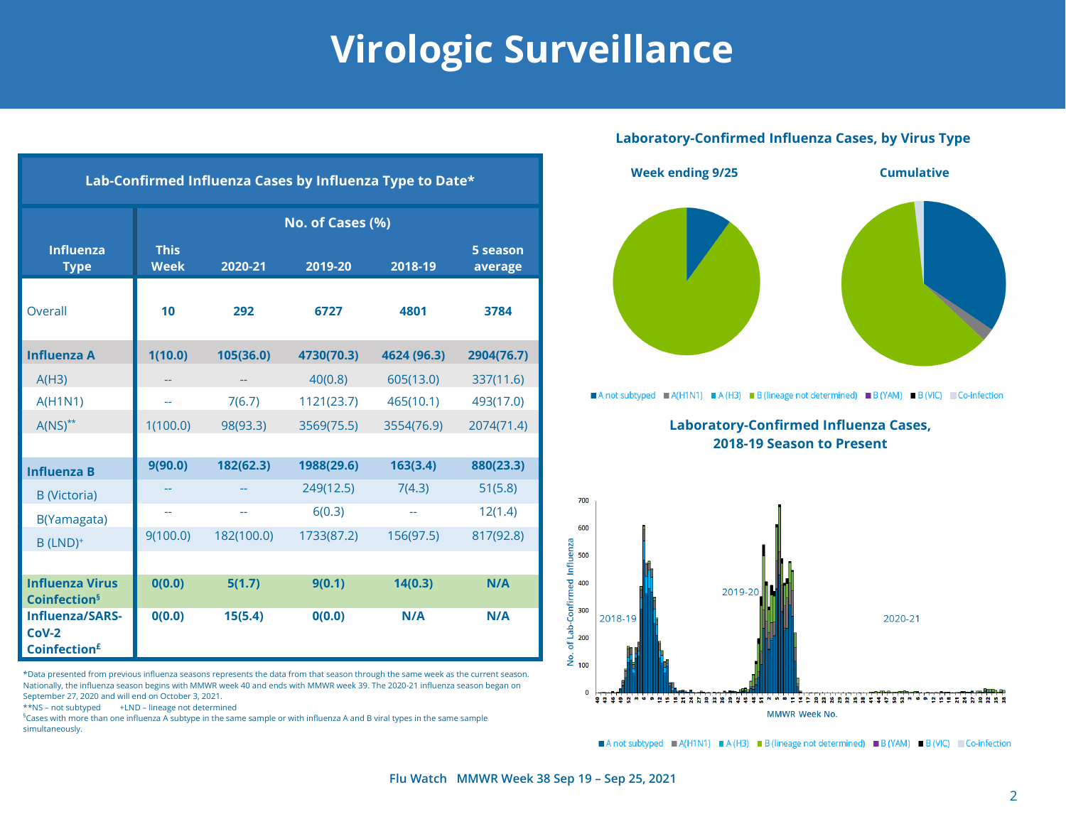# Virologic Surveillance

| Lab-Confirmed Influenza Cases by Influenza Type to Date* | | | | | |
|---|---|---|---|---|---|
| | No. of Cases (%) | | | | |
| **Influenza Type** | **This Week** | **2020-21** | **2019-20** | **2018-19** | **5 season average** |
| Overall | **10** | **292** | **6727** | **4801** | **3784** |
| **Influenza A** | **1(10.0)** | **105(36.0)** | **4730(70.3)** | **4624 (96.3)** | **2904(76.7)** |
| A(H3) | -- | -- | 40(0.8) | 605(13.0) | 337(11.6) |
| A(H1N1) | -- | 7(6.7) | 1121(23.7) | 465(10.1) | 493(17.0) |
| A(NS)** | 1(100.0) | 98(93.3) | 3569(75.5) | 3554(76.9) | 2074(71.4) |
| **Influenza B** | **9(90.0)** | **182(62.3)** | **1988(29.6)** | **163(3.4)** | **880(23.3)** |
| B (Victoria) | -- | -- | 249(12.5) | 7(4.3) | 51(5.8) |
| B(Yamagata) | -- | -- | 6(0.3) | -- | 12(1.4) |
| B (LND)+ | 9(100.0) | 182(100.0) | 1733(87.2) | 156(97.5) | 817(92.8) |
| **Influenza Virus Coinfection§** | **0(0.0)** | **5(1.7)** | **9(0.1)** | **14(0.3)** | **N/A** |
| **Influenza/SARS-CoV-2 Coinfection£** | **0(0.0)** | **15(5.4)** | **0(0.0)** | **N/A** | **N/A** |

*Data presented from previous influenza seasons represents the data from that season through the same week as the current season. Nationally, the influenza season begins with MMWR week 40 and ends with MMWR week 39. The 2020-21 influenza season began on September 27, 2020 and will end on October 3, 2021.

**NS – not subtyped +LND – lineage not determined

§Cases with more than one influenza A subtype in the same sample or with influenza A and B viral types in the same sample simultaneously.

**Laboratory-Confirmed Influenza Cases, by Virus Type**

Week ending 9/25 | Cumulative

A not subtyped | A(H1N1) | A (H3) | B (lineage not determined) | B (YAM) | B (VIC) | Co-infection

**Laboratory-Confirmed Influenza Cases, 2018-19 Season to Present**

A not subtyped | A(H1N1) | A (H3) | B (lineage not determined) | B (YAM) | B (VIC) | Co-infection

Flu Watch MMWR Week 38 Sep 19 – Sep 25, 2021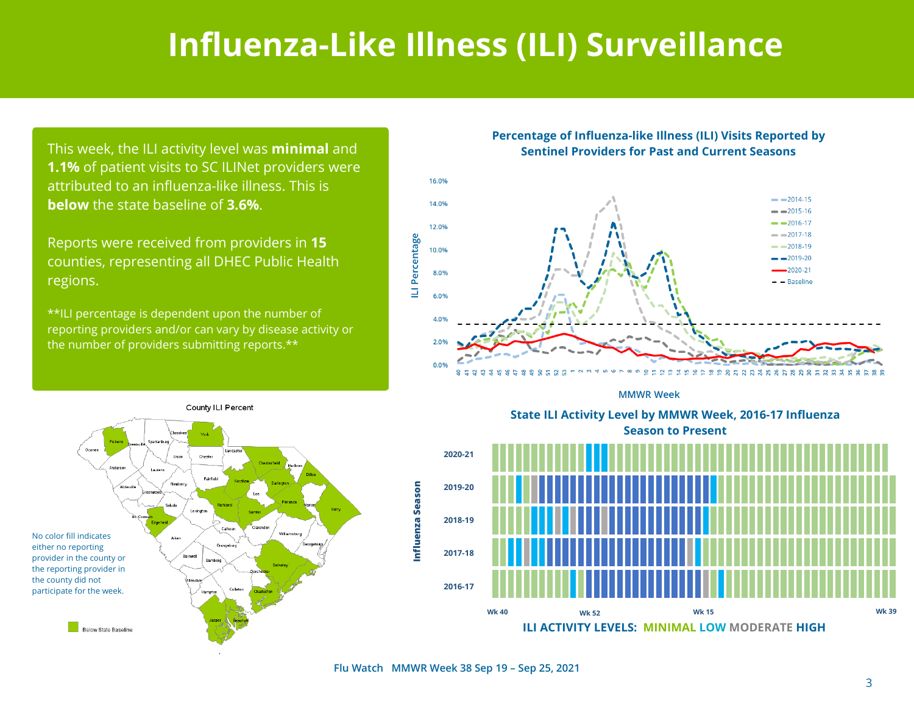# Influenza-Like Illness (ILI) Surveillance

This week, the ILI activity level was **minimal** and **1.1%** of patient visits to SC ILINet providers were attributed to an influenza-like illness. This is **below** the state baseline of **3.6%**.

Reports were received from providers in **15** counties, representing all DHEC Public Health regions.

**ILI percentage is dependent upon the number of reporting providers and/or can vary by disease activity or the number of providers submitting reports.**

**Percentage of Influenza-like Illness (ILI) Visits Reported by Sentinel Providers for Past and Current Seasons**

**State ILI Activity Level by MMWR Week, 2016-17 Influenza Season to Present**

ILI ACTIVITY LEVELS: MINIMAL LOW MODERATE HIGH

County ILI Percent

No color fill indicates either no reporting provider in the county or the reporting provider in the county did not participate for the week.

Below State Baseline

Flu Watch MMWR Week 38 Sep 19 – Sep 25, 2021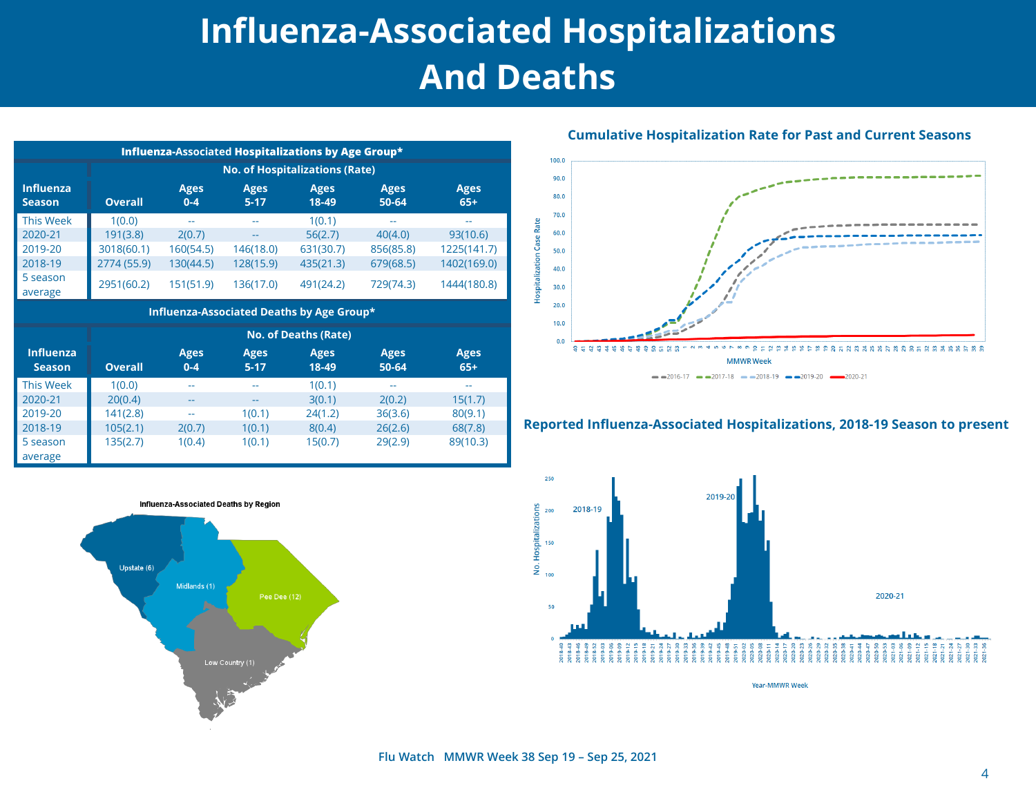# Influenza-Associated Hospitalizations And Deaths

**Influenza-Associated Hospitalizations by Age Group***

| Influenza Season | Overall | Ages 0-4 | Ages 5-17 | Ages 18-49 | Ages 50-64 | Ages 65+ |
|---|---|---|---|---|---|---|
| | No. of Hospitalizations (Rate) | | | | | |
| This Week | 1(0.0) | -- | -- | 1(0.1) | -- | -- |
| 2020-21 | 191(3.8) | 2(0.7) | -- | 56(2.7) | 40(4.0) | 93(10.6) |
| 2019-20 | 3018(60.1) | 160(54.5) | 146(18.0) | 631(30.7) | 856(85.8) | 1225(141.7) |
| 2018-19 | 2774 (55.9) | 130(44.5) | 128(15.9) | 435(21.3) | 679(68.5) | 1402(169.0) |
| 5 season average | 2951(60.2) | 151(51.9) | 136(17.0) | 491(24.2) | 729(74.3) | 1444(180.8) |

**Influenza-Associated Deaths by Age Group***

| Influenza Season | Overall | Ages 0-4 | Ages 5-17 | Ages 18-49 | Ages 50-64 | Ages 65+ |
|---|---|---|---|---|---|---|
| | No. of Deaths (Rate) | | | | | |
| This Week | 1(0.0) | -- | -- | 1(0.1) | -- | -- |
| 2020-21 | 20(0.4) | -- | -- | 3(0.1) | 2(0.2) | 15(1.7) |
| 2019-20 | 141(2.8) | -- | 1(0.1) | 24(1.2) | 36(3.6) | 80(9.1) |
| 2018-19 | 105(2.1) | 2(0.7) | 1(0.1) | 8(0.4) | 26(2.6) | 68(7.8) |
| 5 season average | 135(2.7) | 1(0.4) | 1(0.1) | 15(0.7) | 29(2.9) | 89(10.3) |

Influenza-Associated Deaths by Region

Upstate (6)

Midlands (1)

Pee Dee (12)

Low Country (1)

**Cumulative Hospitalization Rate for Past and Current Seasons**

Hospitalization Case Rate

MMWR Week

2016-17 2017-18 2018-19 2019-20 2020-21

**Reported Influenza-Associated Hospitalizations, 2018-19 Season to present**

No. Hospitalizations

2018-19

2019-20

2020-21

Year-MMWR Week

Flu Watch MMWR Week 38 Sep 19 – Sep 25, 2021